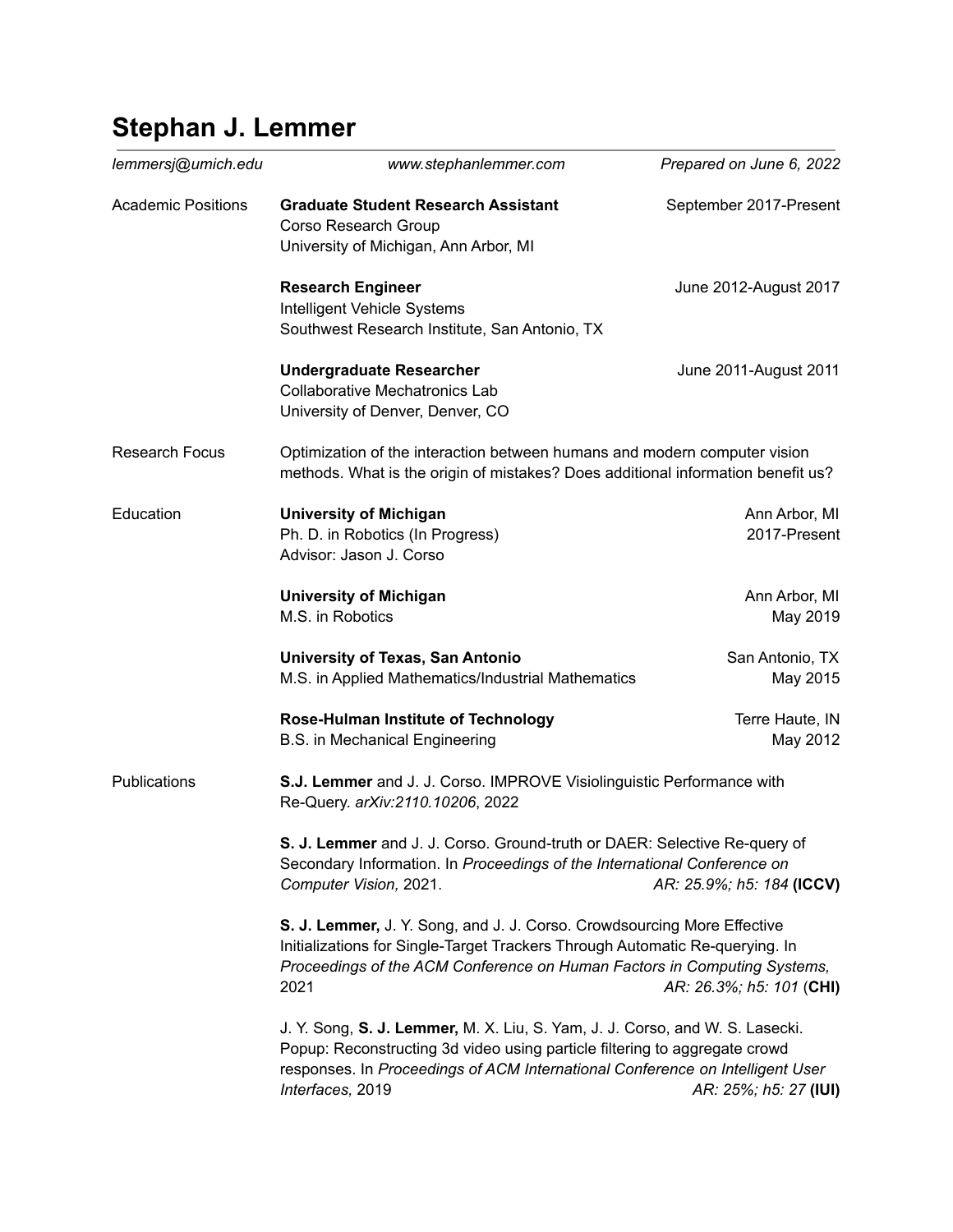# Stephan J. Lemmer

*lemmersj@umich.edu* *www.stephanlemmer.com* *Prepared on June 6, 2022*

## Academic Positions

**Graduate Student Research Assistant** — September 2017-Present
Corso Research Group
University of Michigan, Ann Arbor, MI

**Research Engineer** — June 2012-August 2017
Intelligent Vehicle Systems
Southwest Research Institute, San Antonio, TX

**Undergraduate Researcher** — June 2011-August 2011
Collaborative Mechatronics Lab
University of Denver, Denver, CO

## Research Focus

Optimization of the interaction between humans and modern computer vision methods. What is the origin of mistakes? Does additional information benefit us?

## Education

**University of Michigan** — Ann Arbor, MI
Ph. D. in Robotics (In Progress) — 2017-Present
Advisor: Jason J. Corso

**University of Michigan** — Ann Arbor, MI
M.S. in Robotics — May 2019

**University of Texas, San Antonio** — San Antonio, TX
M.S. in Applied Mathematics/Industrial Mathematics — May 2015

**Rose-Hulman Institute of Technology** — Terre Haute, IN
B.S. in Mechanical Engineering — May 2012

## Publications

**S.J. Lemmer** and J. J. Corso. IMPROVE Visiolinguistic Performance with Re-Query. *arXiv:2110.10206*, 2022

**S. J. Lemmer** and J. J. Corso. Ground-truth or DAER: Selective Re-query of Secondary Information. In *Proceedings of the International Conference on Computer Vision,* 2021. *AR: 25.9%; h5: 184* **(ICCV)**

**S. J. Lemmer,** J. Y. Song, and J. J. Corso. Crowdsourcing More Effective Initializations for Single-Target Trackers Through Automatic Re-querying. In *Proceedings of the ACM Conference on Human Factors in Computing Systems,* 2021 *AR: 26.3%; h5: 101* (**CHI)**

J. Y. Song, **S. J. Lemmer,** M. X. Liu, S. Yam, J. J. Corso, and W. S. Lasecki. Popup: Reconstructing 3d video using particle filtering to aggregate crowd responses. In *Proceedings of ACM International Conference on Intelligent User Interfaces,* 2019 *AR: 25%; h5: 27* **(IUI)**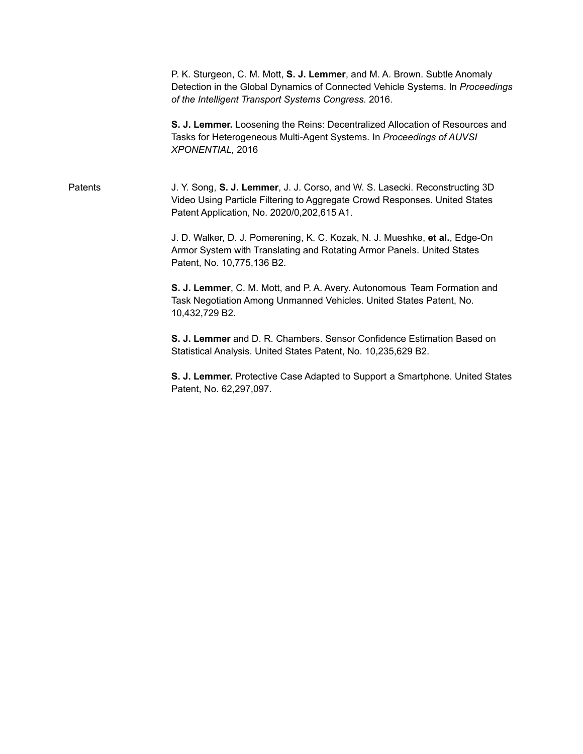P. K. Sturgeon, C. M. Mott, **S. J. Lemmer**, and M. A. Brown. Subtle Anomaly Detection in the Global Dynamics of Connected Vehicle Systems. In *Proceedings of the Intelligent Transport Systems Congress.* 2016.

**S. J. Lemmer.** Loosening the Reins: Decentralized Allocation of Resources and Tasks for Heterogeneous Multi-Agent Systems. In *Proceedings of AUVSI XPONENTIAL,* 2016

Patents

J. Y. Song, **S. J. Lemmer**, J. J. Corso, and W. S. Lasecki. Reconstructing 3D Video Using Particle Filtering to Aggregate Crowd Responses. United States Patent Application, No. 2020/0,202,615 A1.

J. D. Walker, D. J. Pomerening, K. C. Kozak, N. J. Mueshke, **et al.**, Edge-On Armor System with Translating and Rotating Armor Panels. United States Patent, No. 10,775,136 B2.

**S. J. Lemmer**, C. M. Mott, and P. A. Avery. Autonomous Team Formation and Task Negotiation Among Unmanned Vehicles. United States Patent, No. 10,432,729 B2.

**S. J. Lemmer** and D. R. Chambers. Sensor Confidence Estimation Based on Statistical Analysis. United States Patent, No. 10,235,629 B2.

**S. J. Lemmer.** Protective Case Adapted to Support a Smartphone. United States Patent, No. 62,297,097.